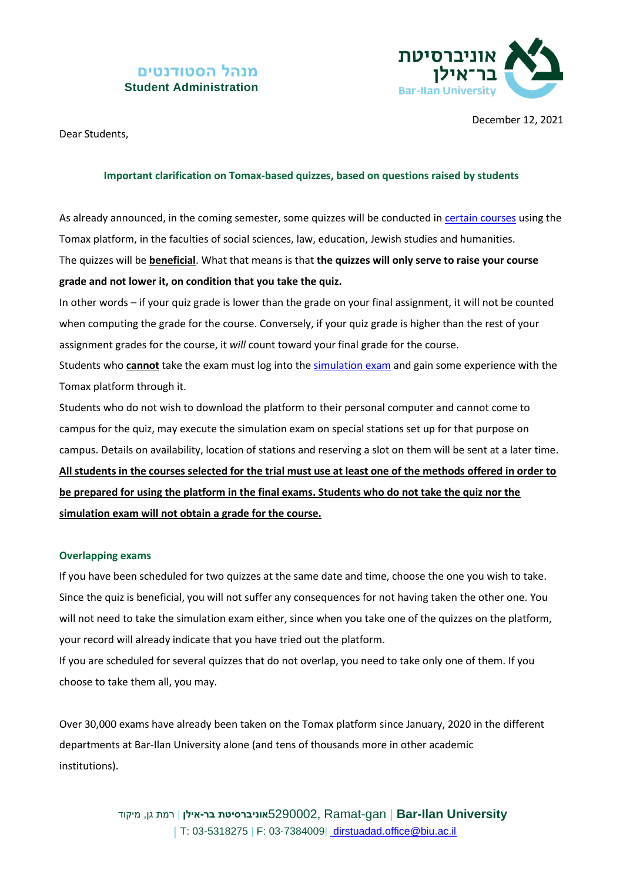מנהל הסטודנטים
**Student Administration**

אוניברסיטת בר־אילן
Bar-Ilan University

December 12, 2021

Dear Students,

**Important clarification on Tomax-based quizzes, based on questions raised by students**

As already announced, in the coming semester, some quizzes will be conducted in certain courses using the Tomax platform, in the faculties of social sciences, law, education, Jewish studies and humanities.

The quizzes will be **beneficial**. What that means is that **the quizzes will only serve to raise your course grade and not lower it, on condition that you take the quiz.**

In other words – if your quiz grade is lower than the grade on your final assignment, it will not be counted when computing the grade for the course. Conversely, if your quiz grade is higher than the rest of your assignment grades for the course, it *will* count toward your final grade for the course.

Students who **cannot** take the exam must log into the simulation exam and gain some experience with the Tomax platform through it.

Students who do not wish to download the platform to their personal computer and cannot come to campus for the quiz, may execute the simulation exam on special stations set up for that purpose on campus. Details on availability, location of stations and reserving a slot on them will be sent at a later time.

**All students in the courses selected for the trial must use at least one of the methods offered in order to be prepared for using the platform in the final exams. Students who do not take the quiz nor the simulation exam will not obtain a grade for the course.**

**Overlapping exams**

If you have been scheduled for two quizzes at the same date and time, choose the one you wish to take. Since the quiz is beneficial, you will not suffer any consequences for not having taken the other one. You will not need to take the simulation exam either, since when you take one of the quizzes on the platform, your record will already indicate that you have tried out the platform.

If you are scheduled for several quizzes that do not overlap, you need to take only one of them. If you choose to take them all, you may.

Over 30,000 exams have already been taken on the Tomax platform since January, 2020 in the different departments at Bar-Ilan University alone (and tens of thousands more in other academic institutions).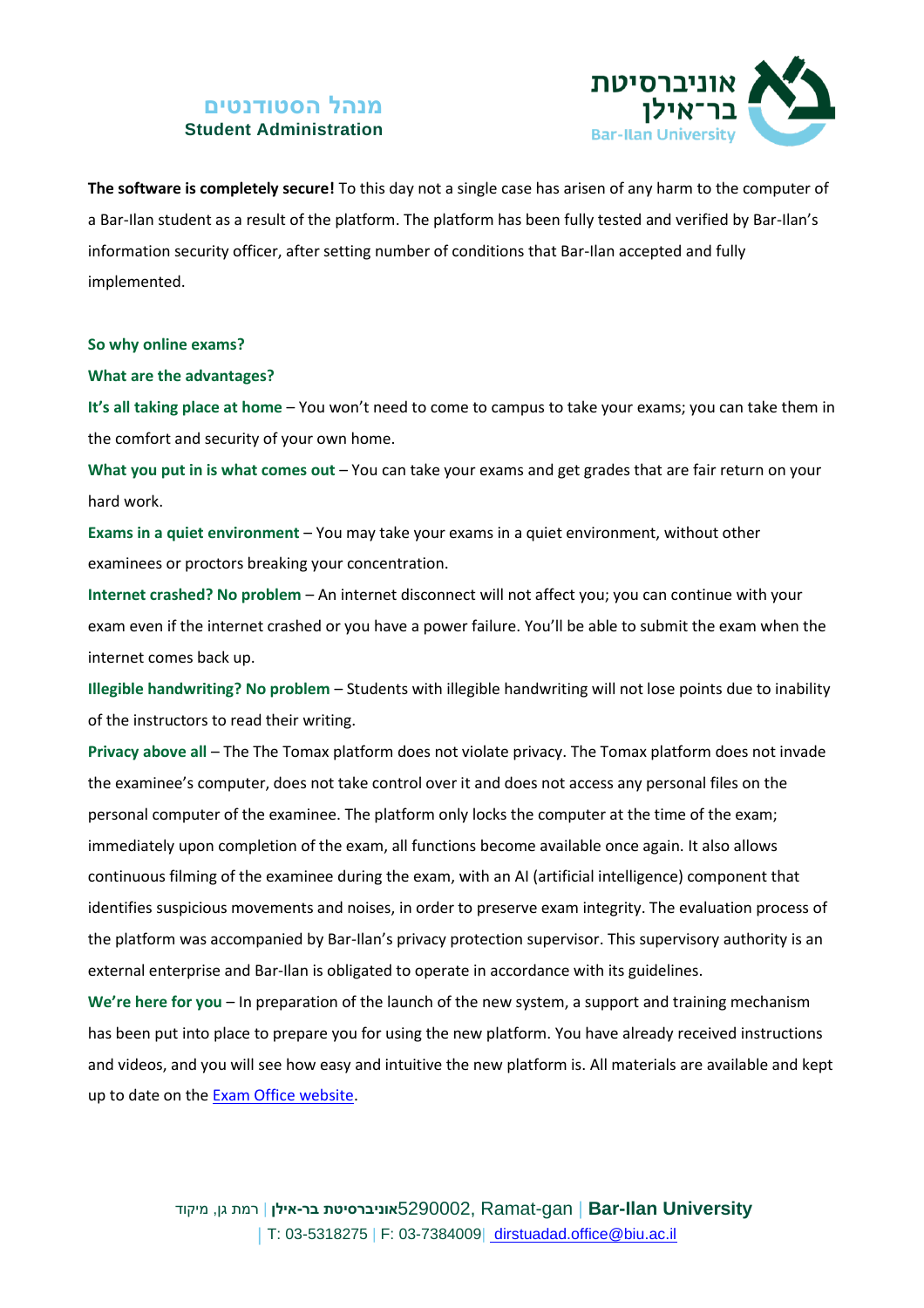**The software is completely secure!** To this day not a single case has arisen of any harm to the computer of a Bar-Ilan student as a result of the platform. The platform has been fully tested and verified by Bar-Ilan's information security officer, after setting number of conditions that Bar-Ilan accepted and fully implemented.

**So why online exams?**

**What are the advantages?**

**It's all taking place at home** – You won't need to come to campus to take your exams; you can take them in the comfort and security of your own home.

**What you put in is what comes out** – You can take your exams and get grades that are fair return on your hard work.

**Exams in a quiet environment** – You may take your exams in a quiet environment, without other examinees or proctors breaking your concentration.

**Internet crashed? No problem** – An internet disconnect will not affect you; you can continue with your exam even if the internet crashed or you have a power failure. You'll be able to submit the exam when the internet comes back up.

**Illegible handwriting? No problem** – Students with illegible handwriting will not lose points due to inability of the instructors to read their writing.

**Privacy above all** – The The Tomax platform does not violate privacy. The Tomax platform does not invade the examinee's computer, does not take control over it and does not access any personal files on the personal computer of the examinee. The platform only locks the computer at the time of the exam; immediately upon completion of the exam, all functions become available once again. It also allows continuous filming of the examinee during the exam, with an AI (artificial intelligence) component that identifies suspicious movements and noises, in order to preserve exam integrity. The evaluation process of the platform was accompanied by Bar-Ilan's privacy protection supervisor. This supervisory authority is an external enterprise and Bar-Ilan is obligated to operate in accordance with its guidelines.

**We're here for you** – In preparation of the launch of the new system, a support and training mechanism has been put into place to prepare you for using the new platform. You have already received instructions and videos, and you will see how easy and intuitive the new platform is. All materials are available and kept up to date on the [Exam Office website](#).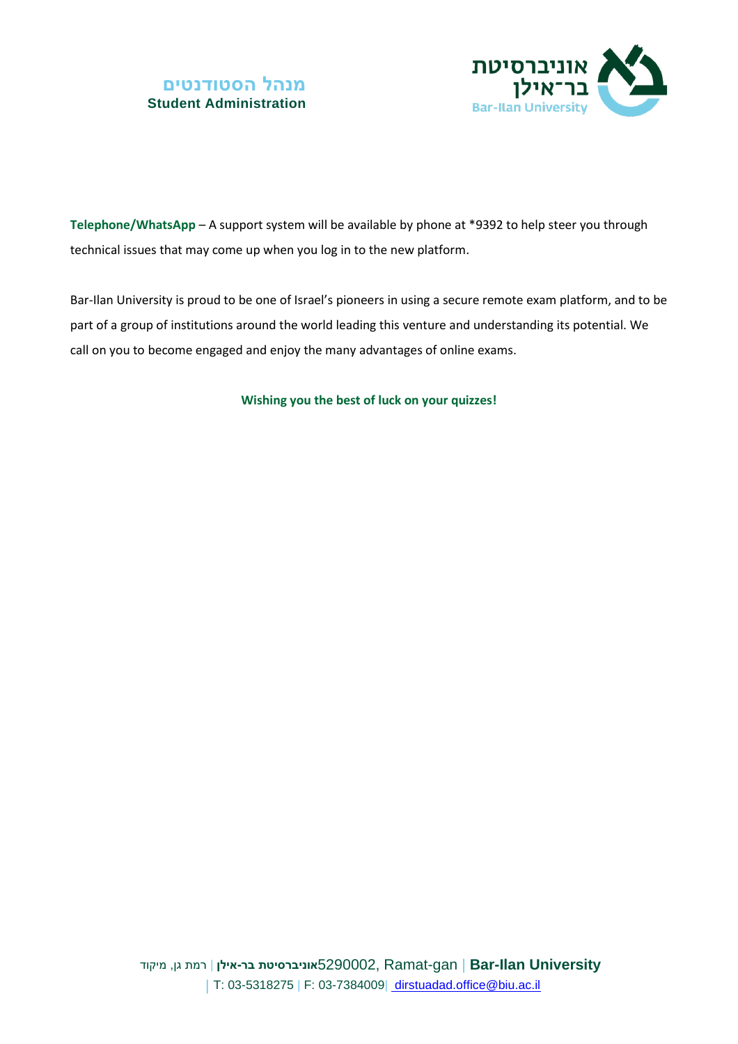**Telephone/WhatsApp** – A support system will be available by phone at *9392 to help steer you through technical issues that may come up when you log in to the new platform.

Bar-Ilan University is proud to be one of Israel's pioneers in using a secure remote exam platform, and to be part of a group of institutions around the world leading this venture and understanding its potential. We call on you to become engaged and enjoy the many advantages of online exams.

**Wishing you the best of luck on your quizzes!**